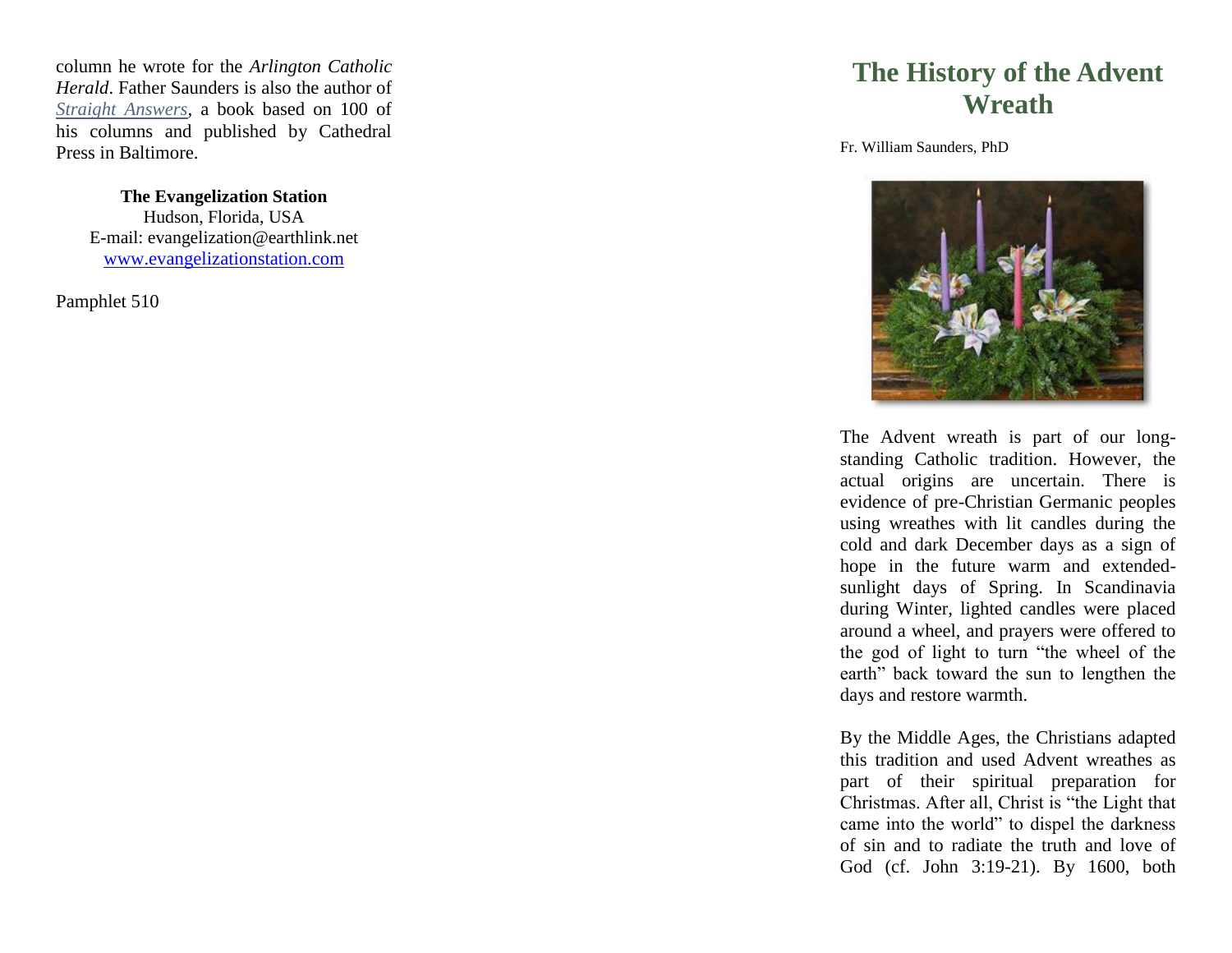column he wrote for the *Arlington Catholic Herald*. Father Saunders is also the author of *Straight Answers*, a book based on 100 of his columns and published by Cathedral Press in Baltimore.

**The Evangelization Station**
Hudson, Florida, USA
E-mail: evangelization@earthlink.net
www.evangelizationstation.com

Pamphlet 510

# The History of the Advent Wreath

Fr. William Saunders, PhD

The Advent wreath is part of our long-standing Catholic tradition. However, the actual origins are uncertain. There is evidence of pre-Christian Germanic peoples using wreathes with lit candles during the cold and dark December days as a sign of hope in the future warm and extended-sunlight days of Spring. In Scandinavia during Winter, lighted candles were placed around a wheel, and prayers were offered to the god of light to turn "the wheel of the earth" back toward the sun to lengthen the days and restore warmth.

By the Middle Ages, the Christians adapted this tradition and used Advent wreathes as part of their spiritual preparation for Christmas. After all, Christ is "the Light that came into the world" to dispel the darkness of sin and to radiate the truth and love of God (cf. John 3:19-21). By 1600, both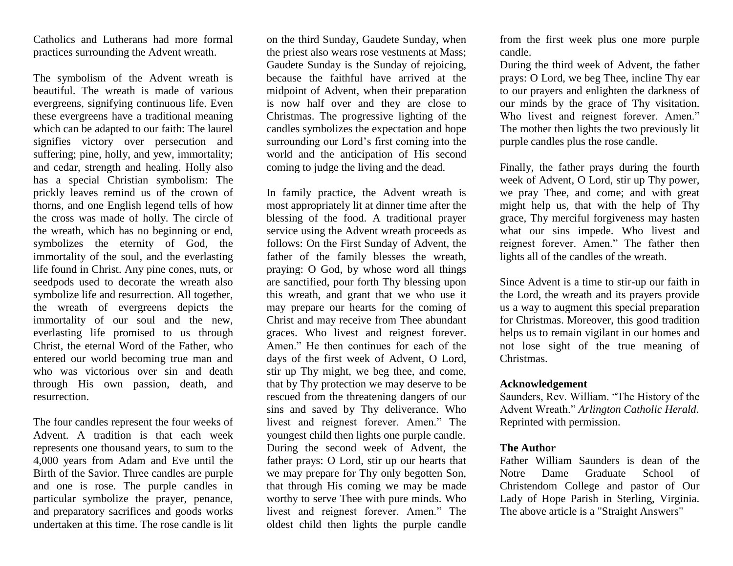Catholics and Lutherans had more formal practices surrounding the Advent wreath.

The symbolism of the Advent wreath is beautiful. The wreath is made of various evergreens, signifying continuous life. Even these evergreens have a traditional meaning which can be adapted to our faith: The laurel signifies victory over persecution and suffering; pine, holly, and yew, immortality; and cedar, strength and healing. Holly also has a special Christian symbolism: The prickly leaves remind us of the crown of thorns, and one English legend tells of how the cross was made of holly. The circle of the wreath, which has no beginning or end, symbolizes the eternity of God, the immortality of the soul, and the everlasting life found in Christ. Any pine cones, nuts, or seedpods used to decorate the wreath also symbolize life and resurrection. All together, the wreath of evergreens depicts the immortality of our soul and the new, everlasting life promised to us through Christ, the eternal Word of the Father, who entered our world becoming true man and who was victorious over sin and death through His own passion, death, and resurrection.

The four candles represent the four weeks of Advent. A tradition is that each week represents one thousand years, to sum to the 4,000 years from Adam and Eve until the Birth of the Savior. Three candles are purple and one is rose. The purple candles in particular symbolize the prayer, penance, and preparatory sacrifices and goods works undertaken at this time. The rose candle is lit on the third Sunday, Gaudete Sunday, when the priest also wears rose vestments at Mass; Gaudete Sunday is the Sunday of rejoicing, because the faithful have arrived at the midpoint of Advent, when their preparation is now half over and they are close to Christmas. The progressive lighting of the candles symbolizes the expectation and hope surrounding our Lord's first coming into the world and the anticipation of His second coming to judge the living and the dead.

In family practice, the Advent wreath is most appropriately lit at dinner time after the blessing of the food. A traditional prayer service using the Advent wreath proceeds as follows: On the First Sunday of Advent, the father of the family blesses the wreath, praying: O God, by whose word all things are sanctified, pour forth Thy blessing upon this wreath, and grant that we who use it may prepare our hearts for the coming of Christ and may receive from Thee abundant graces. Who livest and reignest forever. Amen." He then continues for each of the days of the first week of Advent, O Lord, stir up Thy might, we beg thee, and come, that by Thy protection we may deserve to be rescued from the threatening dangers of our sins and saved by Thy deliverance. Who livest and reignest forever. Amen." The youngest child then lights one purple candle. During the second week of Advent, the father prays: O Lord, stir up our hearts that we may prepare for Thy only begotten Son, that through His coming we may be made worthy to serve Thee with pure minds. Who livest and reignest forever. Amen." The oldest child then lights the purple candle from the first week plus one more purple candle.

During the third week of Advent, the father prays: O Lord, we beg Thee, incline Thy ear to our prayers and enlighten the darkness of our minds by the grace of Thy visitation. Who livest and reignest forever. Amen." The mother then lights the two previously lit purple candles plus the rose candle.

Finally, the father prays during the fourth week of Advent, O Lord, stir up Thy power, we pray Thee, and come; and with great might help us, that with the help of Thy grace, Thy merciful forgiveness may hasten what our sins impede. Who livest and reignest forever. Amen." The father then lights all of the candles of the wreath.

Since Advent is a time to stir-up our faith in the Lord, the wreath and its prayers provide us a way to augment this special preparation for Christmas. Moreover, this good tradition helps us to remain vigilant in our homes and not lose sight of the true meaning of Christmas.

**Acknowledgement**

Saunders, Rev. William. "The History of the Advent Wreath." *Arlington Catholic Herald*. Reprinted with permission.

**The Author**

Father William Saunders is dean of the Notre Dame Graduate School of Christendom College and pastor of Our Lady of Hope Parish in Sterling, Virginia. The above article is a "Straight Answers"